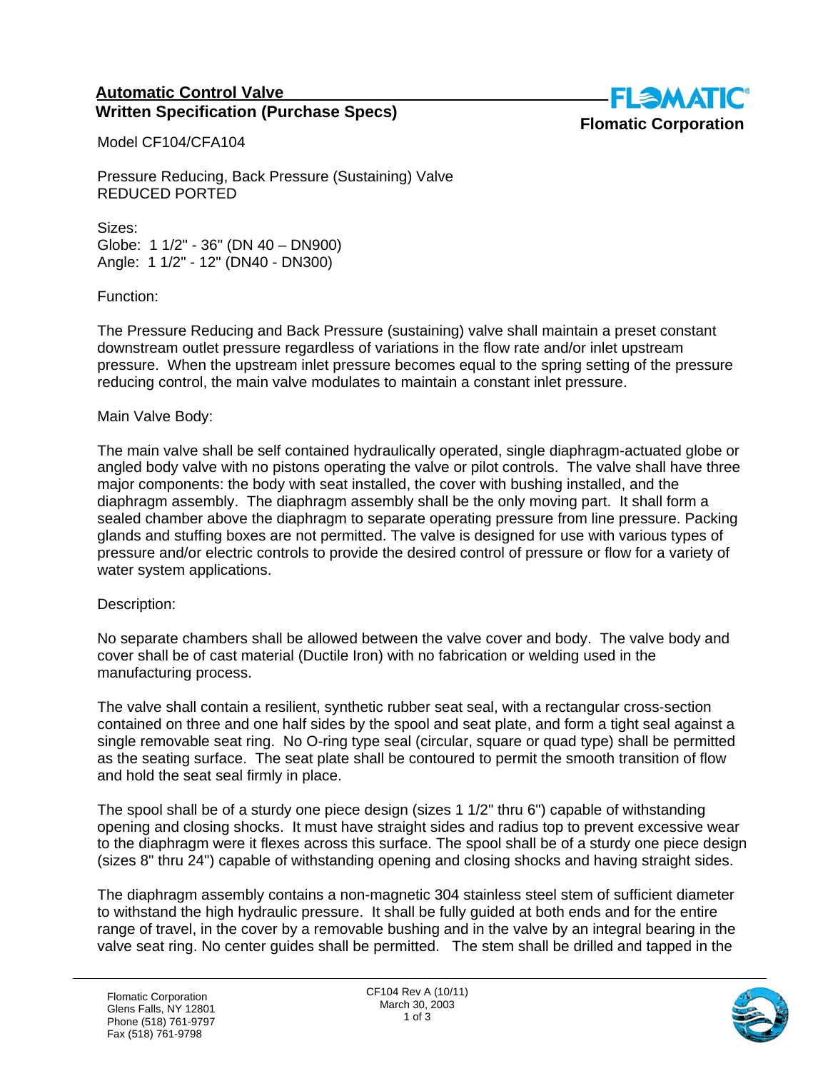## Automatic Control Valve
## Written Specification (Purchase Specs)

**Flomatic Corporation**

Model CF104/CFA104

Pressure Reducing, Back Pressure (Sustaining) Valve
REDUCED PORTED

Sizes:
Globe: 1 1/2" - 36" (DN 40 – DN900)
Angle: 1 1/2" - 12" (DN40 - DN300)

Function:

The Pressure Reducing and Back Pressure (sustaining) valve shall maintain a preset constant downstream outlet pressure regardless of variations in the flow rate and/or inlet upstream pressure. When the upstream inlet pressure becomes equal to the spring setting of the pressure reducing control, the main valve modulates to maintain a constant inlet pressure.

Main Valve Body:

The main valve shall be self contained hydraulically operated, single diaphragm-actuated globe or angled body valve with no pistons operating the valve or pilot controls. The valve shall have three major components: the body with seat installed, the cover with bushing installed, and the diaphragm assembly. The diaphragm assembly shall be the only moving part. It shall form a sealed chamber above the diaphragm to separate operating pressure from line pressure. Packing glands and stuffing boxes are not permitted. The valve is designed for use with various types of pressure and/or electric controls to provide the desired control of pressure or flow for a variety of water system applications.

Description:

No separate chambers shall be allowed between the valve cover and body. The valve body and cover shall be of cast material (Ductile Iron) with no fabrication or welding used in the manufacturing process.

The valve shall contain a resilient, synthetic rubber seat seal, with a rectangular cross-section contained on three and one half sides by the spool and seat plate, and form a tight seal against a single removable seat ring. No O-ring type seal (circular, square or quad type) shall be permitted as the seating surface. The seat plate shall be contoured to permit the smooth transition of flow and hold the seat seal firmly in place.

The spool shall be of a sturdy one piece design (sizes 1 1/2" thru 6") capable of withstanding opening and closing shocks. It must have straight sides and radius top to prevent excessive wear to the diaphragm were it flexes across this surface. The spool shall be of a sturdy one piece design (sizes 8" thru 24") capable of withstanding opening and closing shocks and having straight sides.

The diaphragm assembly contains a non-magnetic 304 stainless steel stem of sufficient diameter to withstand the high hydraulic pressure. It shall be fully guided at both ends and for the entire range of travel, in the cover by a removable bushing and in the valve by an integral bearing in the valve seat ring. No center guides shall be permitted. The stem shall be drilled and tapped in the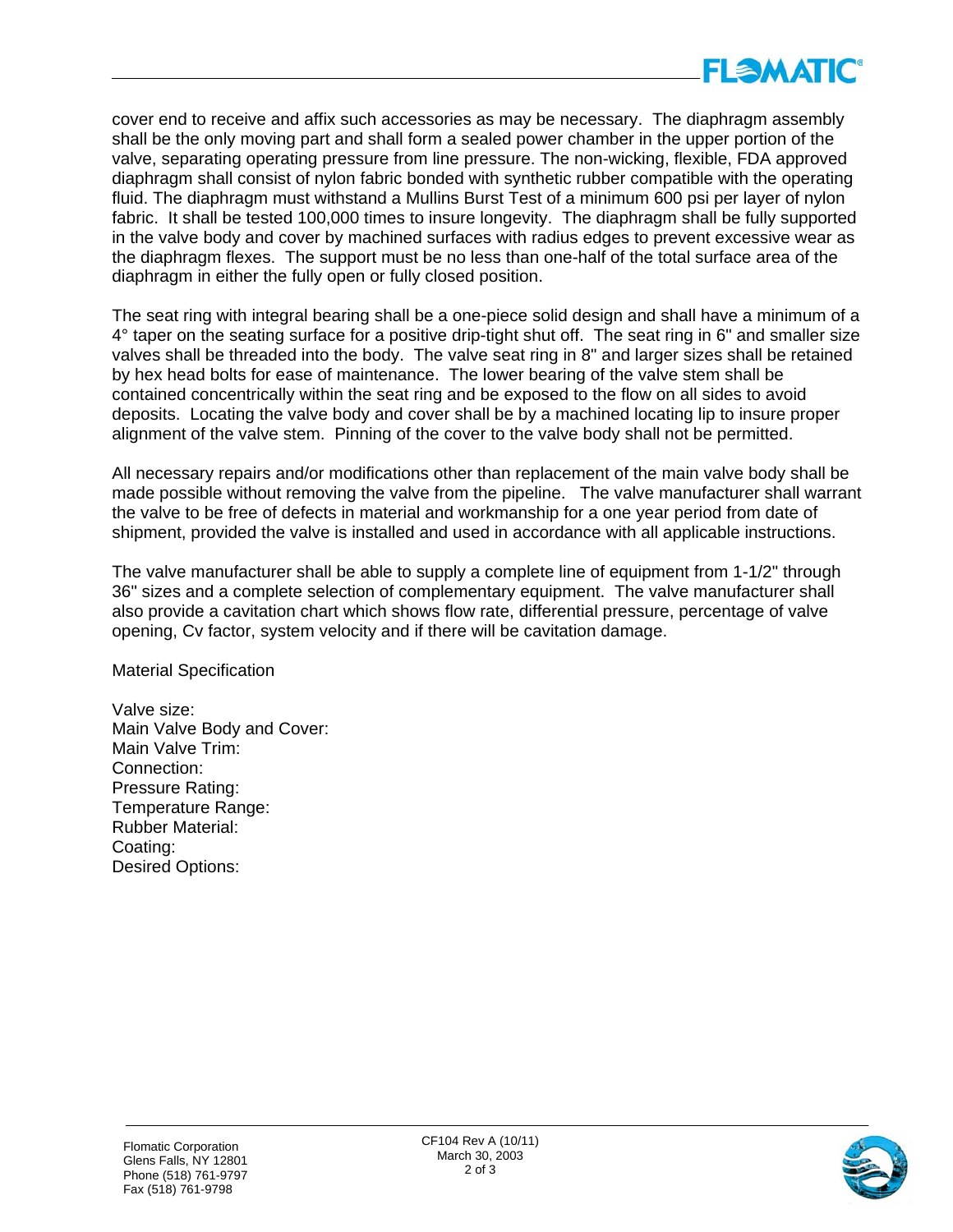cover end to receive and affix such accessories as may be necessary. The diaphragm assembly shall be the only moving part and shall form a sealed power chamber in the upper portion of the valve, separating operating pressure from line pressure. The non-wicking, flexible, FDA approved diaphragm shall consist of nylon fabric bonded with synthetic rubber compatible with the operating fluid. The diaphragm must withstand a Mullins Burst Test of a minimum 600 psi per layer of nylon fabric. It shall be tested 100,000 times to insure longevity. The diaphragm shall be fully supported in the valve body and cover by machined surfaces with radius edges to prevent excessive wear as the diaphragm flexes. The support must be no less than one-half of the total surface area of the diaphragm in either the fully open or fully closed position.

The seat ring with integral bearing shall be a one-piece solid design and shall have a minimum of a 4° taper on the seating surface for a positive drip-tight shut off. The seat ring in 6" and smaller size valves shall be threaded into the body. The valve seat ring in 8" and larger sizes shall be retained by hex head bolts for ease of maintenance. The lower bearing of the valve stem shall be contained concentrically within the seat ring and be exposed to the flow on all sides to avoid deposits. Locating the valve body and cover shall be by a machined locating lip to insure proper alignment of the valve stem. Pinning of the cover to the valve body shall not be permitted.

All necessary repairs and/or modifications other than replacement of the main valve body shall be made possible without removing the valve from the pipeline. The valve manufacturer shall warrant the valve to be free of defects in material and workmanship for a one year period from date of shipment, provided the valve is installed and used in accordance with all applicable instructions.

The valve manufacturer shall be able to supply a complete line of equipment from 1-1/2" through 36" sizes and a complete selection of complementary equipment. The valve manufacturer shall also provide a cavitation chart which shows flow rate, differential pressure, percentage of valve opening, Cv factor, system velocity and if there will be cavitation damage.

Material Specification

Valve size:
Main Valve Body and Cover:
Main Valve Trim:
Connection:
Pressure Rating:
Temperature Range:
Rubber Material:
Coating:
Desired Options: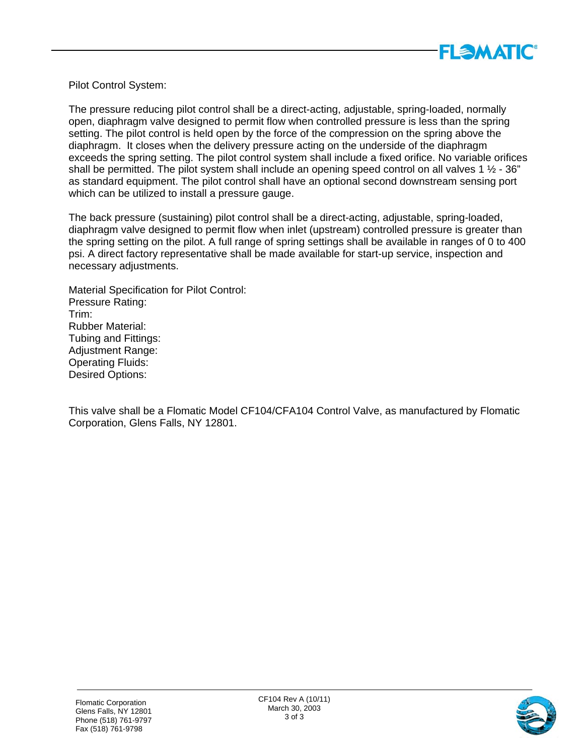Pilot Control System:

The pressure reducing pilot control shall be a direct-acting, adjustable, spring-loaded, normally open, diaphragm valve designed to permit flow when controlled pressure is less than the spring setting. The pilot control is held open by the force of the compression on the spring above the diaphragm. It closes when the delivery pressure acting on the underside of the diaphragm exceeds the spring setting. The pilot control system shall include a fixed orifice. No variable orifices shall be permitted. The pilot system shall include an opening speed control on all valves 1 ½ - 36" as standard equipment. The pilot control shall have an optional second downstream sensing port which can be utilized to install a pressure gauge.

The back pressure (sustaining) pilot control shall be a direct-acting, adjustable, spring-loaded, diaphragm valve designed to permit flow when inlet (upstream) controlled pressure is greater than the spring setting on the pilot. A full range of spring settings shall be available in ranges of 0 to 400 psi. A direct factory representative shall be made available for start-up service, inspection and necessary adjustments.

Material Specification for Pilot Control:
Pressure Rating:
Trim:
Rubber Material:
Tubing and Fittings:
Adjustment Range:
Operating Fluids:
Desired Options:

This valve shall be a Flomatic Model CF104/CFA104 Control Valve, as manufactured by Flomatic Corporation, Glens Falls, NY 12801.